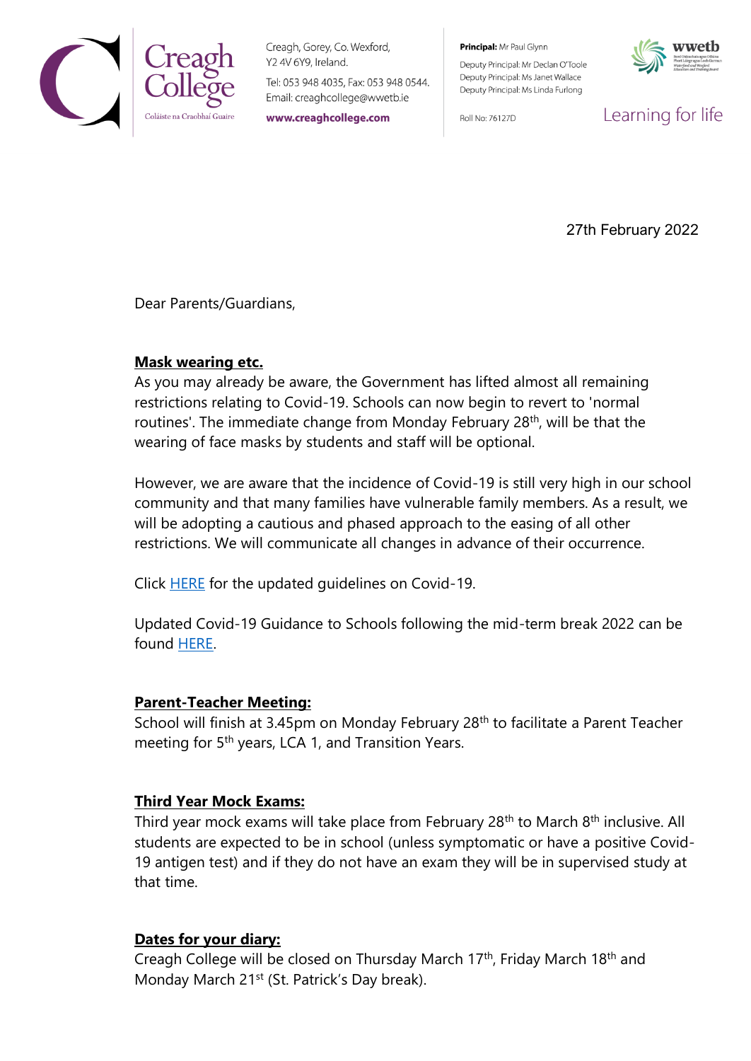Creagh College
Coláiste na Craobhaí Guaire

Creagh, Gorey, Co. Wexford, Y2 4V 6Y9, Ireland.
Tel: 053 948 4035, Fax: 053 948 0544.
Email: creaghcollege@wwetb.ie
www.creaghcollege.com

**Principal:** Mr Paul Glynn
Deputy Principal: Mr Declan O'Toole
Deputy Principal: Ms Janet Wallace
Deputy Principal: Ms Linda Furlong

Roll No: 76127D

Learning for life

27th February 2022

Dear Parents/Guardians,

**Mask wearing etc.**

As you may already be aware, the Government has lifted almost all remaining restrictions relating to Covid-19. Schools can now begin to revert to 'normal routines'. The immediate change from Monday February 28th, will be that the wearing of face masks by students and staff will be optional.

However, we are aware that the incidence of Covid-19 is still very high in our school community and that many families have vulnerable family members. As a result, we will be adopting a cautious and phased approach to the easing of all other restrictions. We will communicate all changes in advance of their occurrence.

Click HERE for the updated guidelines on Covid-19.

Updated Covid-19 Guidance to Schools following the mid-term break 2022 can be found HERE.

**Parent-Teacher Meeting:**

School will finish at 3.45pm on Monday February 28th to facilitate a Parent Teacher meeting for 5th years, LCA 1, and Transition Years.

**Third Year Mock Exams:**

Third year mock exams will take place from February 28th to March 8th inclusive. All students are expected to be in school (unless symptomatic or have a positive Covid-19 antigen test) and if they do not have an exam they will be in supervised study at that time.

**Dates for your diary:**

Creagh College will be closed on Thursday March 17th, Friday March 18th and Monday March 21st (St. Patrick's Day break).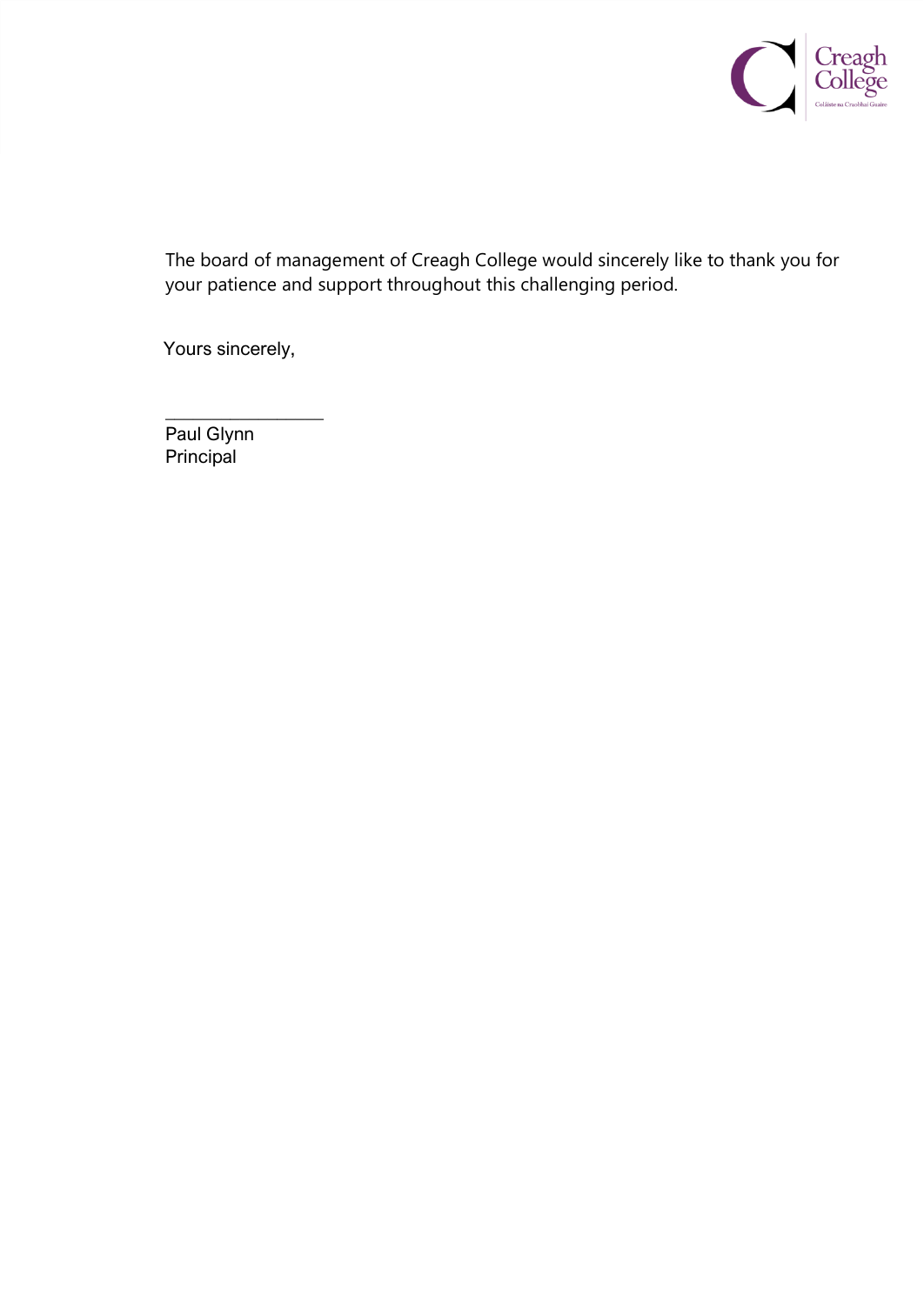The board of management of Creagh College would sincerely like to thank you for your patience and support throughout this challenging period.

Yours sincerely,

\_\_\_\_\_\_\_\_\_\_\_\_\_\_\_\_\_\_

Paul Glynn
Principal